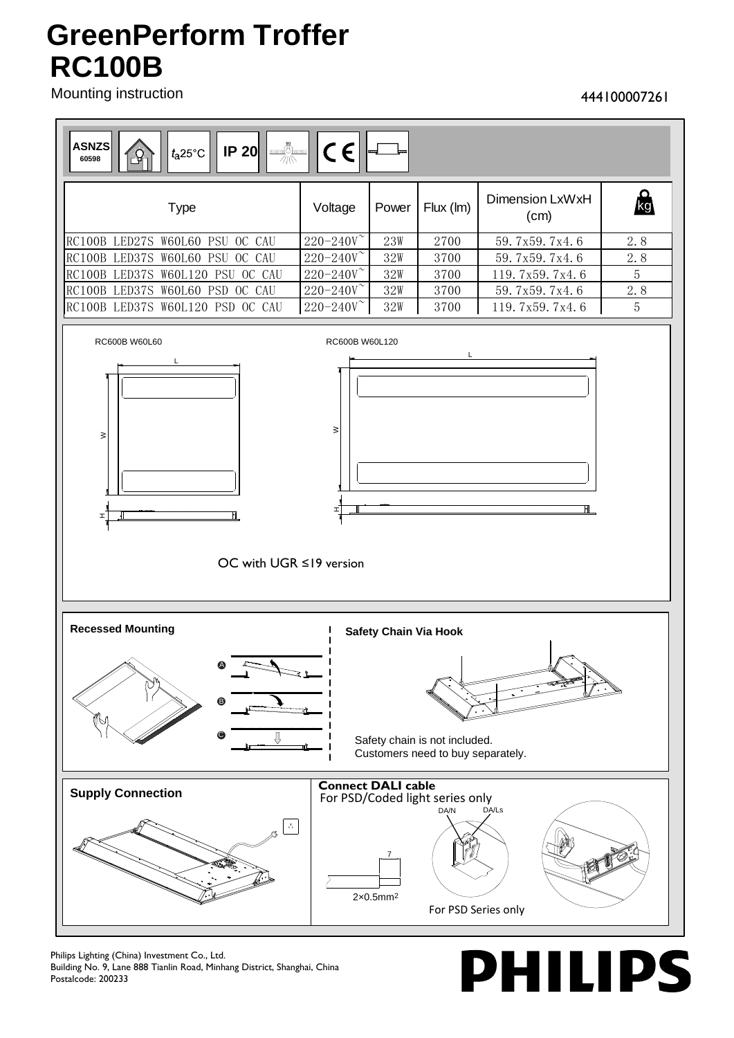# GreenPerform Troffer RC100B

Mounting instruction

444100007261

ASNZS 60598 | $t_a$25°C | IP 20 | CE

| Type | Voltage | Power | Flux (lm) | Dimension LxWxH (cm) | kg |
|---|---|---|---|---|---|
| RC100B LED27S W60L60 PSU OC CAU | 220-240V~ | 23W | 2700 | 59.7x59.7x4.6 | 2.8 |
| RC100B LED37S W60L60 PSU OC CAU | 220-240V~ | 32W | 3700 | 59.7x59.7x4.6 | 2.8 |
| RC100B LED37S W60L120 PSU OC CAU | 220-240V~ | 32W | 3700 | 119.7x59.7x4.6 | 5 |
| RC100B LED37S W60L60 PSD OC CAU | 220-240V~ | 32W | 3700 | 59.7x59.7x4.6 | 2.8 |
| RC100B LED37S W60L120 PSD OC CAU | 220-240V~ | 32W | 3700 | 119.7x59.7x4.6 | 5 |

RC600B W60L60

L

W

H

RC600B W60L120

L

W

H

OC with UGR ≤19 version

## Recessed Mounting

A

B

C

## Safety Chain Via Hook

Safety chain is not included.
Customers need to buy separately.

## Supply Connection

## Connect DALI cable

For PSD/Coded light series only

DA/N DA/Ls

7

2×0.5mm²

For PSD Series only

Philips Lighting (China) Investment Co., Ltd.
Building No. 9, Lane 888 Tianlin Road, Minhang District, Shanghai, China
Postalcode: 200233

PHILIPS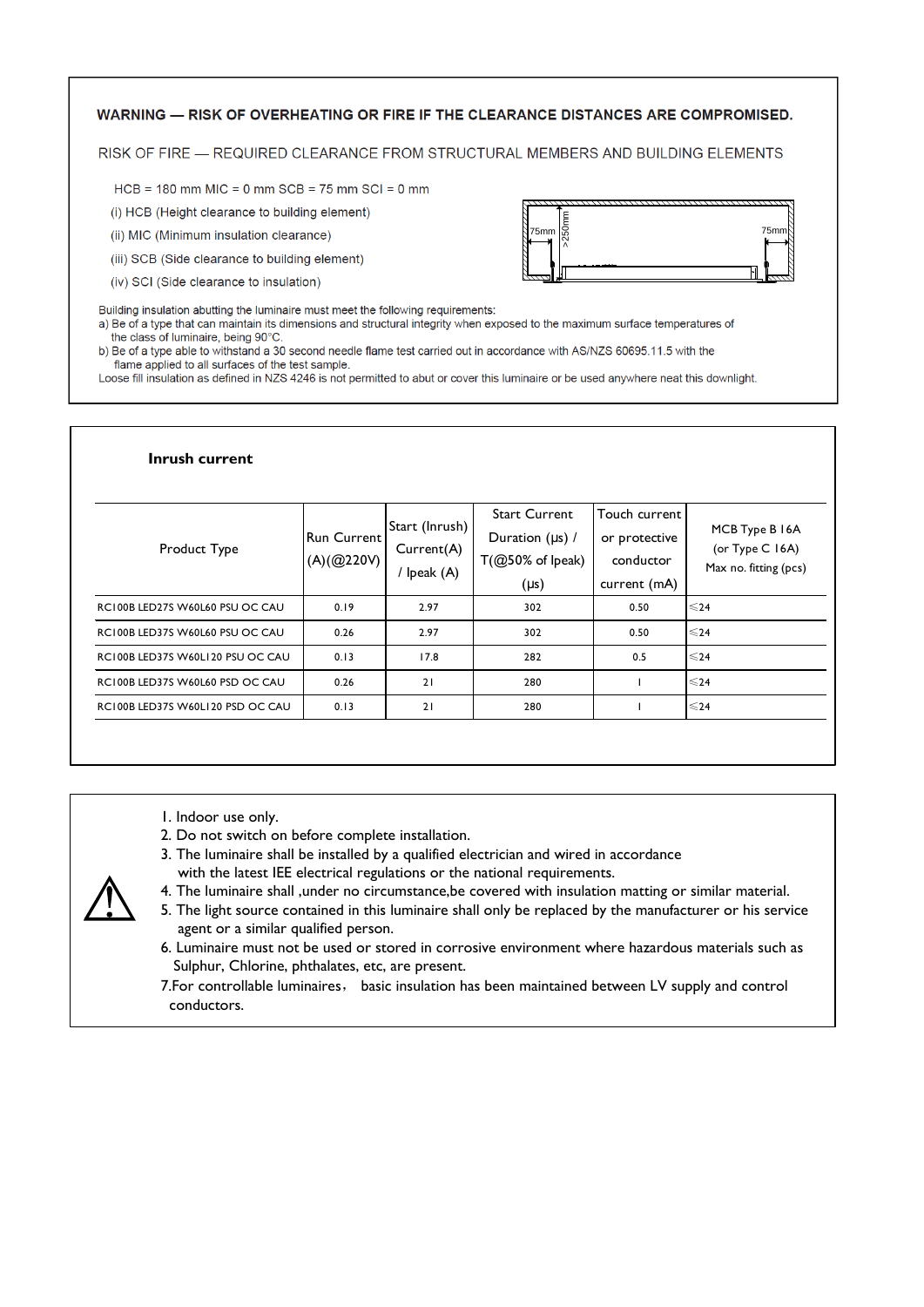**WARNING — RISK OF OVERHEATING OR FIRE IF THE CLEARANCE DISTANCES ARE COMPROMISED.**

RISK OF FIRE — REQUIRED CLEARANCE FROM STRUCTURAL MEMBERS AND BUILDING ELEMENTS

HCB = 180 mm MIC = 0 mm SCB = 75 mm SCI = 0 mm

(i) HCB (Height clearance to building element)

(ii) MIC (Minimum insulation clearance)

(iii) SCB (Side clearance to building element)

(iv) SCI (Side clearance to insulation)

75mm
>250mm
75mm

Building insulation abutting the luminaire must meet the following requirements:
a) Be of a type that can maintain its dimensions and structural integrity when exposed to the maximum surface temperatures of the class of luminaire, being 90°C.
b) Be of a type able to withstand a 30 second needle flame test carried out in accordance with AS/NZS 60695.11.5 with the flame applied to all surfaces of the test sample.
Loose fill insulation as defined in NZS 4246 is not permitted to abut or cover this luminaire or be used anywhere neat this downlight.

**Inrush current**

| Product Type | Run Current (A)(@220V) | Start (Inrush) Current(A) / Ipeak (A) | Start Current Duration (μs) / T(@50% of Ipeak) (μs) | Touch current or protective conductor current (mA) | MCB Type B 16A (or Type C 16A) Max no. fitting (pcs) |
|---|---|---|---|---|---|
| RC100B LED27S W60L60 PSU OC CAU | 0.19 | 2.97 | 302 | 0.50 | ≤24 |
| RC100B LED37S W60L60 PSU OC CAU | 0.26 | 2.97 | 302 | 0.50 | ≤24 |
| RC100B LED37S W60L120 PSU OC CAU | 0.13 | 17.8 | 282 | 0.5 | ≤24 |
| RC100B LED37S W60L60 PSD OC CAU | 0.26 | 21 | 280 | 1 | ≤24 |
| RC100B LED37S W60L120 PSD OC CAU | 0.13 | 21 | 280 | 1 | ≤24 |

⚠

1. Indoor use only.
2. Do not switch on before complete installation.
3. The luminaire shall be installed by a qualified electrician and wired in accordance with the latest IEE electrical regulations or the national requirements.
4. The luminaire shall ,under no circumstance,be covered with insulation matting or similar material.
5. The light source contained in this luminaire shall only be replaced by the manufacturer or his service agent or a similar qualified person.
6. Luminaire must not be used or stored in corrosive environment where hazardous materials such as Sulphur, Chlorine, phthalates, etc, are present.
7. For controllable luminaires， basic insulation has been maintained between LV supply and control conductors.